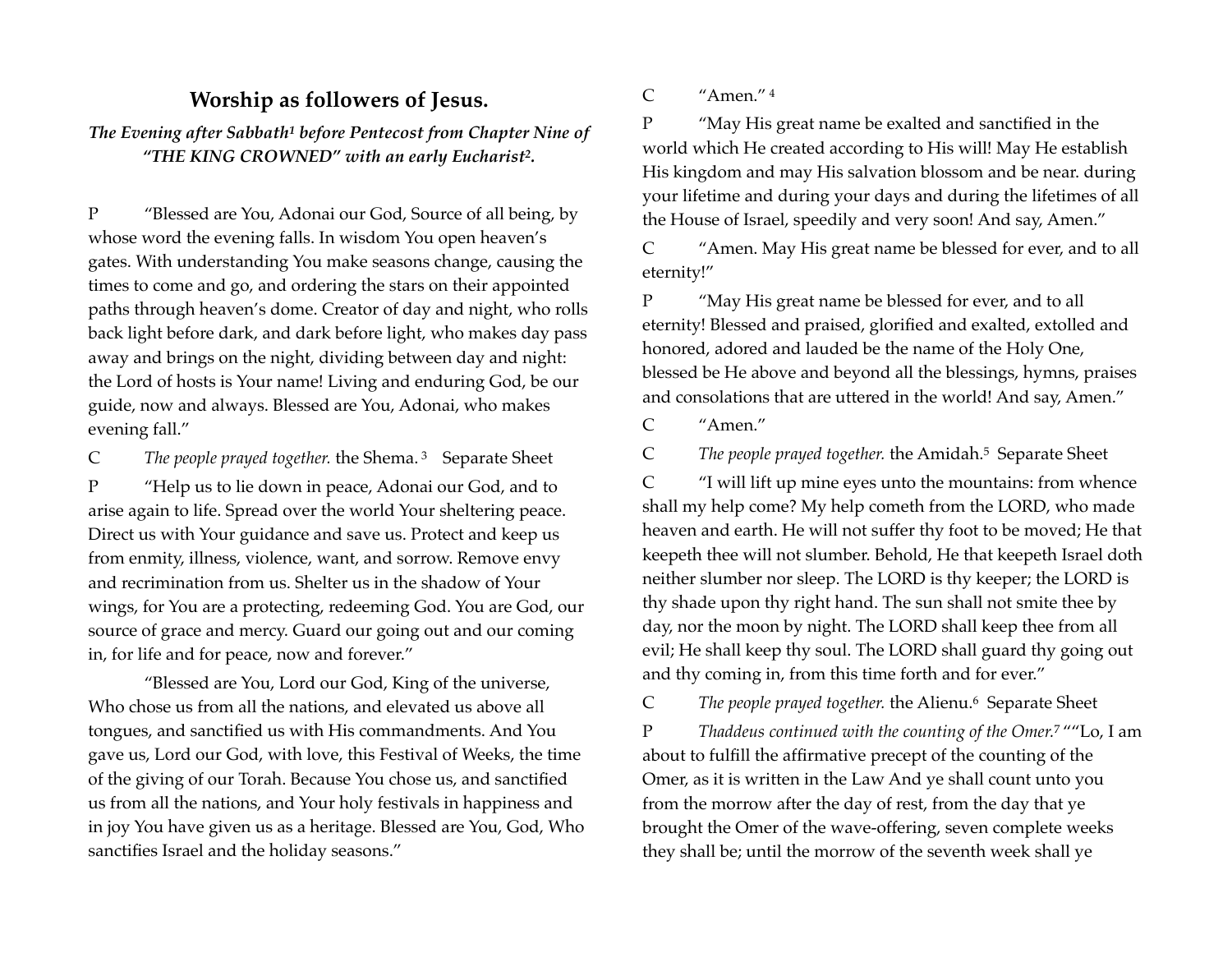## Worship as followers of Jesus.

***The Evening after Sabbath[1] before Pentecost from Chapter Nine of "THE KING CROWNED" with an early Eucharist[2].***

P "Blessed are You, Adonai our God, Source of all being, by whose word the evening falls. In wisdom You open heaven's gates. With understanding You make seasons change, causing the times to come and go, and ordering the stars on their appointed paths through heaven's dome. Creator of day and night, who rolls back light before dark, and dark before light, who makes day pass away and brings on the night, dividing between day and night: the Lord of hosts is Your name! Living and enduring God, be our guide, now and always. Blessed are You, Adonai, who makes evening fall."

C *The people prayed together.* the Shema.[3] Separate Sheet

P "Help us to lie down in peace, Adonai our God, and to arise again to life. Spread over the world Your sheltering peace. Direct us with Your guidance and save us. Protect and keep us from enmity, illness, violence, want, and sorrow. Remove envy and recrimination from us. Shelter us in the shadow of Your wings, for You are a protecting, redeeming God. You are God, our source of grace and mercy. Guard our going out and our coming in, for life and for peace, now and forever."

"Blessed are You, Lord our God, King of the universe, Who chose us from all the nations, and elevated us above all tongues, and sanctified us with His commandments. And You gave us, Lord our God, with love, this Festival of Weeks, the time of the giving of our Torah. Because You chose us, and sanctified us from all the nations, and Your holy festivals in happiness and in joy You have given us as a heritage. Blessed are You, God, Who sanctifies Israel and the holiday seasons."

C "Amen."[4]

P "May His great name be exalted and sanctified in the world which He created according to His will! May He establish His kingdom and may His salvation blossom and be near. during your lifetime and during your days and during the lifetimes of all the House of Israel, speedily and very soon! And say, Amen."

C "Amen. May His great name be blessed for ever, and to all eternity!"

P "May His great name be blessed for ever, and to all eternity! Blessed and praised, glorified and exalted, extolled and honored, adored and lauded be the name of the Holy One, blessed be He above and beyond all the blessings, hymns, praises and consolations that are uttered in the world! And say, Amen."

C "Amen."

C *The people prayed together.* the Amidah.[5] Separate Sheet

C "I will lift up mine eyes unto the mountains: from whence shall my help come? My help cometh from the LORD, who made heaven and earth. He will not suffer thy foot to be moved; He that keepeth thee will not slumber. Behold, He that keepeth Israel doth neither slumber nor sleep. The LORD is thy keeper; the LORD is thy shade upon thy right hand. The sun shall not smite thee by day, nor the moon by night. The LORD shall keep thee from all evil; He shall keep thy soul. The LORD shall guard thy going out and thy coming in, from this time forth and for ever."

C *The people prayed together.* the Alienu.[6] Separate Sheet

P *Thaddeus continued with the counting of the Omer.*[7] ""Lo, I am about to fulfill the affirmative precept of the counting of the Omer, as it is written in the Law And ye shall count unto you from the morrow after the day of rest, from the day that ye brought the Omer of the wave-offering, seven complete weeks they shall be; until the morrow of the seventh week shall ye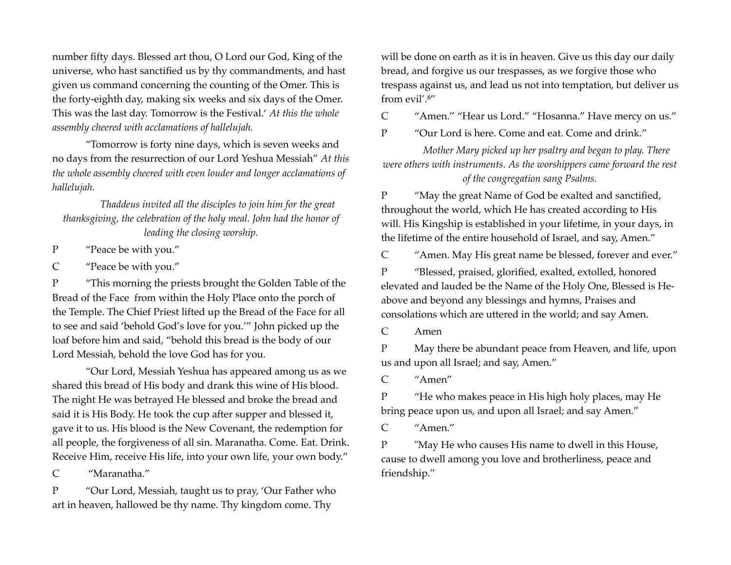number fifty days. Blessed art thou, O Lord our God, King of the universe, who hast sanctified us by thy commandments, and hast given us command concerning the counting of the Omer. This is the forty-eighth day, making six weeks and six days of the Omer. This was the last day. Tomorrow is the Festival.' *At this the whole assembly cheered with acclamations of hallelujah.*

"Tomorrow is forty nine days, which is seven weeks and no days from the resurrection of our Lord Yeshua Messiah" *At this the whole assembly cheered with even louder and longer acclamations of hallelujah.*

*Thaddeus invited all the disciples to join him for the great thanksgiving, the celebration of the holy meal. John had the honor of leading the closing worship.*

P "Peace be with you."

C "Peace be with you."

P "This morning the priests brought the Golden Table of the Bread of the Face from within the Holy Place onto the porch of the Temple. The Chief Priest lifted up the Bread of the Face for all to see and said 'behold God's love for you.'" John picked up the loaf before him and said, "behold this bread is the body of our Lord Messiah, behold the love God has for you.

"Our Lord, Messiah Yeshua has appeared among us as we shared this bread of His body and drank this wine of His blood. The night He was betrayed He blessed and broke the bread and said it is His Body. He took the cup after supper and blessed it, gave it to us. His blood is the New Covenant, the redemption for all people, the forgiveness of all sin. Maranatha. Come. Eat. Drink. Receive Him, receive His life, into your own life, your own body."

C "Maranatha."

P "Our Lord, Messiah, taught us to pray, 'Our Father who art in heaven, hallowed be thy name. Thy kingdom come. Thy will be done on earth as it is in heaven. Give us this day our daily bread, and forgive us our trespasses, as we forgive those who trespass against us, and lead us not into temptation, but deliver us from evil'.[8]"

C "Amen." "Hear us Lord." "Hosanna." Have mercy on us."

P "Our Lord is here. Come and eat. Come and drink."

*Mother Mary picked up her psaltry and began to play. There were others with instruments. As the worshippers came forward the rest of the congregation sang Psalms.*

P "May the great Name of God be exalted and sanctified, throughout the world, which He has created according to His will. His Kingship is established in your lifetime, in your days, in the lifetime of the entire household of Israel, and say, Amen."

C "Amen. May His great name be blessed, forever and ever."

P "Blessed, praised, glorified, exalted, extolled, honored elevated and lauded be the Name of the Holy One, Blessed is He- above and beyond any blessings and hymns, Praises and consolations which are uttered in the world; and say Amen.

C Amen

P May there be abundant peace from Heaven, and life, upon us and upon all Israel; and say, Amen."

C "Amen"

P "He who makes peace in His high holy places, may He bring peace upon us, and upon all Israel; and say Amen."

C "Amen."

P "May He who causes His name to dwell in this House, cause to dwell among you love and brotherliness, peace and friendship."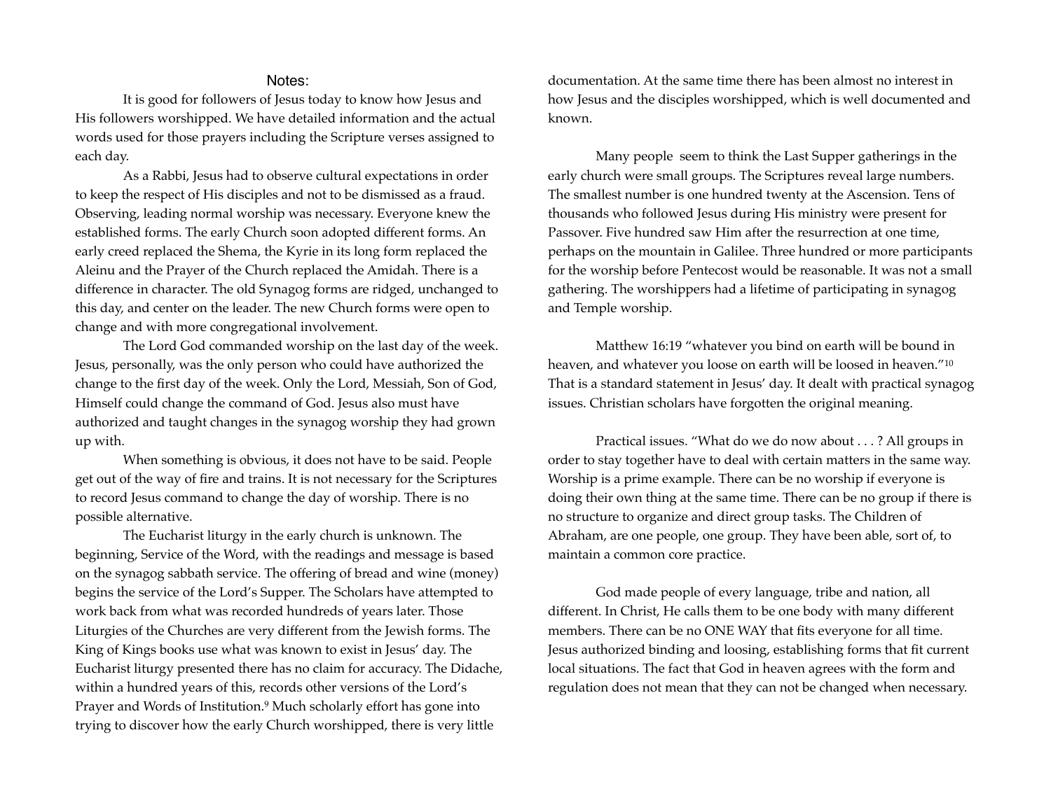## Notes:

It is good for followers of Jesus today to know how Jesus and His followers worshipped. We have detailed information and the actual words used for those prayers including the Scripture verses assigned to each day.

As a Rabbi, Jesus had to observe cultural expectations in order to keep the respect of His disciples and not to be dismissed as a fraud. Observing, leading normal worship was necessary. Everyone knew the established forms. The early Church soon adopted different forms. An early creed replaced the Shema, the Kyrie in its long form replaced the Aleinu and the Prayer of the Church replaced the Amidah. There is a difference in character. The old Synagog forms are ridged, unchanged to this day, and center on the leader. The new Church forms were open to change and with more congregational involvement.

The Lord God commanded worship on the last day of the week. Jesus, personally, was the only person who could have authorized the change to the first day of the week. Only the Lord, Messiah, Son of God, Himself could change the command of God. Jesus also must have authorized and taught changes in the synagog worship they had grown up with.

When something is obvious, it does not have to be said. People get out of the way of fire and trains. It is not necessary for the Scriptures to record Jesus command to change the day of worship. There is no possible alternative.

The Eucharist liturgy in the early church is unknown. The beginning, Service of the Word, with the readings and message is based on the synagog sabbath service. The offering of bread and wine (money) begins the service of the Lord's Supper. The Scholars have attempted to work back from what was recorded hundreds of years later. Those Liturgies of the Churches are very different from the Jewish forms. The King of Kings books use what was known to exist in Jesus' day. The Eucharist liturgy presented there has no claim for accuracy. The Didache, within a hundred years of this, records other versions of the Lord's Prayer and Words of Institution.[9] Much scholarly effort has gone into trying to discover how the early Church worshipped, there is very little documentation. At the same time there has been almost no interest in how Jesus and the disciples worshipped, which is well documented and known.

Many people seem to think the Last Supper gatherings in the early church were small groups. The Scriptures reveal large numbers. The smallest number is one hundred twenty at the Ascension. Tens of thousands who followed Jesus during His ministry were present for Passover. Five hundred saw Him after the resurrection at one time, perhaps on the mountain in Galilee. Three hundred or more participants for the worship before Pentecost would be reasonable. It was not a small gathering. The worshippers had a lifetime of participating in synagog and Temple worship.

Matthew 16:19 "whatever you bind on earth will be bound in heaven, and whatever you loose on earth will be loosed in heaven."[10] That is a standard statement in Jesus' day. It dealt with practical synagog issues. Christian scholars have forgotten the original meaning.

Practical issues. "What do we do now about . . . ? All groups in order to stay together have to deal with certain matters in the same way. Worship is a prime example. There can be no worship if everyone is doing their own thing at the same time. There can be no group if there is no structure to organize and direct group tasks. The Children of Abraham, are one people, one group. They have been able, sort of, to maintain a common core practice.

God made people of every language, tribe and nation, all different. In Christ, He calls them to be one body with many different members. There can be no ONE WAY that fits everyone for all time. Jesus authorized binding and loosing, establishing forms that fit current local situations. The fact that God in heaven agrees with the form and regulation does not mean that they can not be changed when necessary.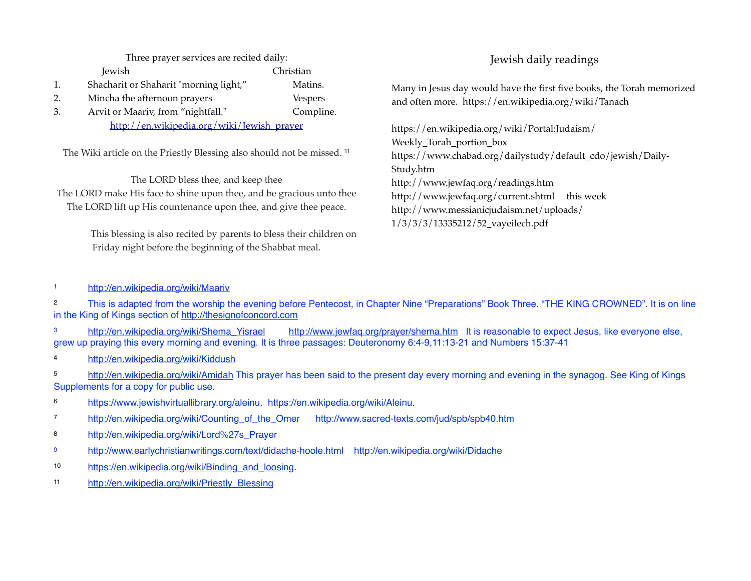Three prayer services are recited daily:

| | Jewish | Christian |
|---|---|---|
| 1. | Shacharit or Shaharit "morning light," | Matins. |
| 2. | Mincha the afternoon prayers | Vespers |
| 3. | Arvit or Maariv, from "nightfall." | Compline. |

http://en.wikipedia.org/wiki/Jewish_prayer

The Wiki article on the Priestly Blessing also should not be missed. [11]

The LORD bless thee, and keep thee
The LORD make His face to shine upon thee, and be gracious unto thee
The LORD lift up His countenance upon thee, and give thee peace.

This blessing is also recited by parents to bless their children on Friday night before the beginning of the Shabbat meal.

## Jewish daily readings

Many in Jesus day would have the first five books, the Torah memorized and often more. https://en.wikipedia.org/wiki/Tanach

https://en.wikipedia.org/wiki/Portal:Judaism/Weekly_Torah_portion_box
https://www.chabad.org/dailystudy/default_cdo/jewish/Daily-Study.htm
http://www.jewfaq.org/readings.htm
http://www.jewfaq.org/current.shtml this week
http://www.messianicjudaism.net/uploads/1/3/3/3/13335212/52_vayeilech.pdf

---

[1] http://en.wikipedia.org/wiki/Maariv

[2] This is adapted from the worship the evening before Pentecost, in Chapter Nine "Preparations" Book Three. "THE KING CROWNED". It is on line in the King of Kings section of http://thesignofconcord.com

[3] http://en.wikipedia.org/wiki/Shema_Yisrael http://www.jewfaq.org/prayer/shema.htm It is reasonable to expect Jesus, like everyone else, grew up praying this every morning and evening. It is three passages: Deuteronomy 6:4-9,11:13-21 and Numbers 15:37-41

[4] http://en.wikipedia.org/wiki/Kiddush

[5] http://en.wikipedia.org/wiki/Amidah This prayer has been said to the present day every morning and evening in the synagog. See King of Kings Supplements for a copy for public use.

[6] https://www.jewishvirtuallibrary.org/aleinu. https://en.wikipedia.org/wiki/Aleinu.

[7] http://en.wikipedia.org/wiki/Counting_of_the_Omer http://www.sacred-texts.com/jud/spb/spb40.htm

[8] http://en.wikipedia.org/wiki/Lord%27s_Prayer

[9] http://www.earlychristianwritings.com/text/didache-hoole.html http://en.wikipedia.org/wiki/Didache

[10] https://en.wikipedia.org/wiki/Binding_and_loosing.

[11] http://en.wikipedia.org/wiki/Priestly_Blessing